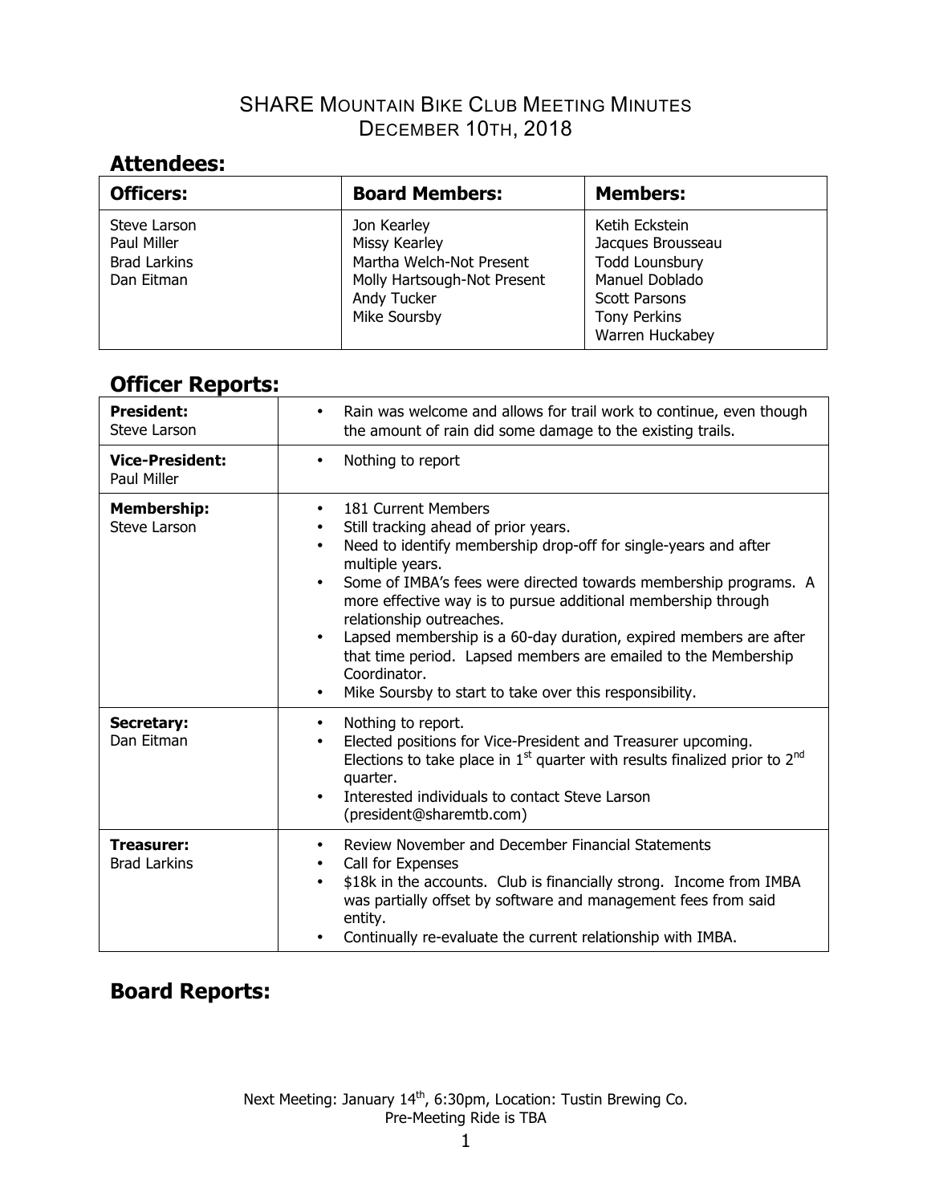# SHARE Mountain Bike Club Meeting Minutes
## December 10th, 2018

## Attendees:

| Officers: | Board Members: | Members: |
|---|---|---|
| Steve Larson<br>Paul Miller<br>Brad Larkins<br>Dan Eitman | Jon Kearley<br>Missy Kearley<br>Martha Welch-Not Present<br>Molly Hartsough-Not Present<br>Andy Tucker<br>Mike Soursby | Ketih Eckstein<br>Jacques Brousseau<br>Todd Lounsbury<br>Manuel Doblado<br>Scott Parsons<br>Tony Perkins<br>Warren Huckabey |

## Officer Reports:

| | |
|---|---|
| **President:**<br>Steve Larson | • Rain was welcome and allows for trail work to continue, even though the amount of rain did some damage to the existing trails. |
| **Vice-President:**<br>Paul Miller | • Nothing to report |
| **Membership:**<br>Steve Larson | • 181 Current Members<br>• Still tracking ahead of prior years.<br>• Need to identify membership drop-off for single-years and after multiple years.<br>• Some of IMBA's fees were directed towards membership programs. A more effective way is to pursue additional membership through relationship outreaches.<br>• Lapsed membership is a 60-day duration, expired members are after that time period. Lapsed members are emailed to the Membership Coordinator.<br>• Mike Soursby to start to take over this responsibility. |
| **Secretary:**<br>Dan Eitman | • Nothing to report.<br>• Elected positions for Vice-President and Treasurer upcoming. Elections to take place in 1st quarter with results finalized prior to 2nd quarter.<br>• Interested individuals to contact Steve Larson (president@sharemtb.com) |
| **Treasurer:**<br>Brad Larkins | • Review November and December Financial Statements<br>• Call for Expenses<br>• $18k in the accounts. Club is financially strong. Income from IMBA was partially offset by software and management fees from said entity.<br>• Continually re-evaluate the current relationship with IMBA. |

## Board Reports:

Next Meeting: January 14th, 6:30pm, Location: Tustin Brewing Co.
Pre-Meeting Ride is TBA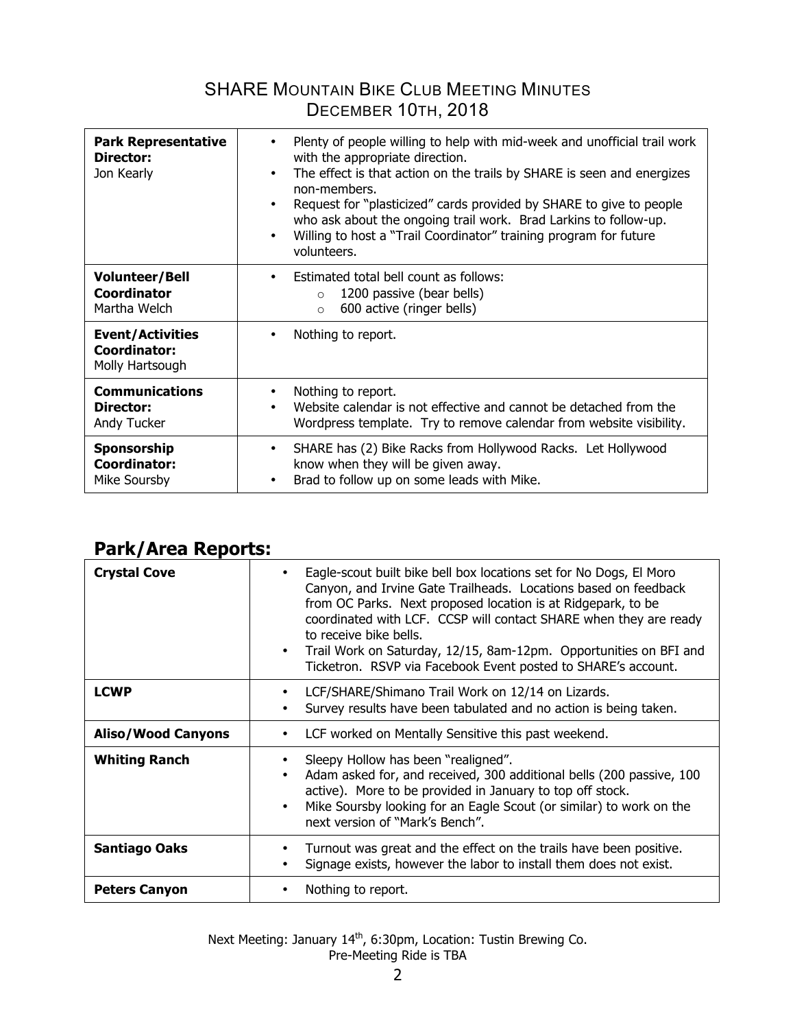## SHARE Mountain Bike Club Meeting Minutes
## December 10th, 2018

| | |
|---|---|
| **Park Representative Director:** Jon Kearly | • Plenty of people willing to help with mid-week and unofficial trail work with the appropriate direction.<br>• The effect is that action on the trails by SHARE is seen and energizes non-members.<br>• Request for "plasticized" cards provided by SHARE to give to people who ask about the ongoing trail work. Brad Larkins to follow-up.<br>• Willing to host a "Trail Coordinator" training program for future volunteers. |
| **Volunteer/Bell Coordinator** Martha Welch | • Estimated total bell count as follows:<br>  ○ 1200 passive (bear bells)<br>  ○ 600 active (ringer bells) |
| **Event/Activities Coordinator:** Molly Hartsough | • Nothing to report. |
| **Communications Director:** Andy Tucker | • Nothing to report.<br>• Website calendar is not effective and cannot be detached from the Wordpress template. Try to remove calendar from website visibility. |
| **Sponsorship Coordinator:** Mike Soursby | • SHARE has (2) Bike Racks from Hollywood Racks. Let Hollywood know when they will be given away.<br>• Brad to follow up on some leads with Mike. |

## Park/Area Reports:

| | |
|---|---|
| **Crystal Cove** | • Eagle-scout built bike bell box locations set for No Dogs, El Moro Canyon, and Irvine Gate Trailheads. Locations based on feedback from OC Parks. Next proposed location is at Ridgepark, to be coordinated with LCF. CCSP will contact SHARE when they are ready to receive bike bells.<br>• Trail Work on Saturday, 12/15, 8am-12pm. Opportunities on BFI and Ticketron. RSVP via Facebook Event posted to SHARE's account. |
| **LCWP** | • LCF/SHARE/Shimano Trail Work on 12/14 on Lizards.<br>• Survey results have been tabulated and no action is being taken. |
| **Aliso/Wood Canyons** | • LCF worked on Mentally Sensitive this past weekend. |
| **Whiting Ranch** | • Sleepy Hollow has been "realigned".<br>• Adam asked for, and received, 300 additional bells (200 passive, 100 active). More to be provided in January to top off stock.<br>• Mike Soursby looking for an Eagle Scout (or similar) to work on the next version of "Mark's Bench". |
| **Santiago Oaks** | • Turnout was great and the effect on the trails have been positive.<br>• Signage exists, however the labor to install them does not exist. |
| **Peters Canyon** | • Nothing to report. |

Next Meeting: January 14th, 6:30pm, Location: Tustin Brewing Co.
Pre-Meeting Ride is TBA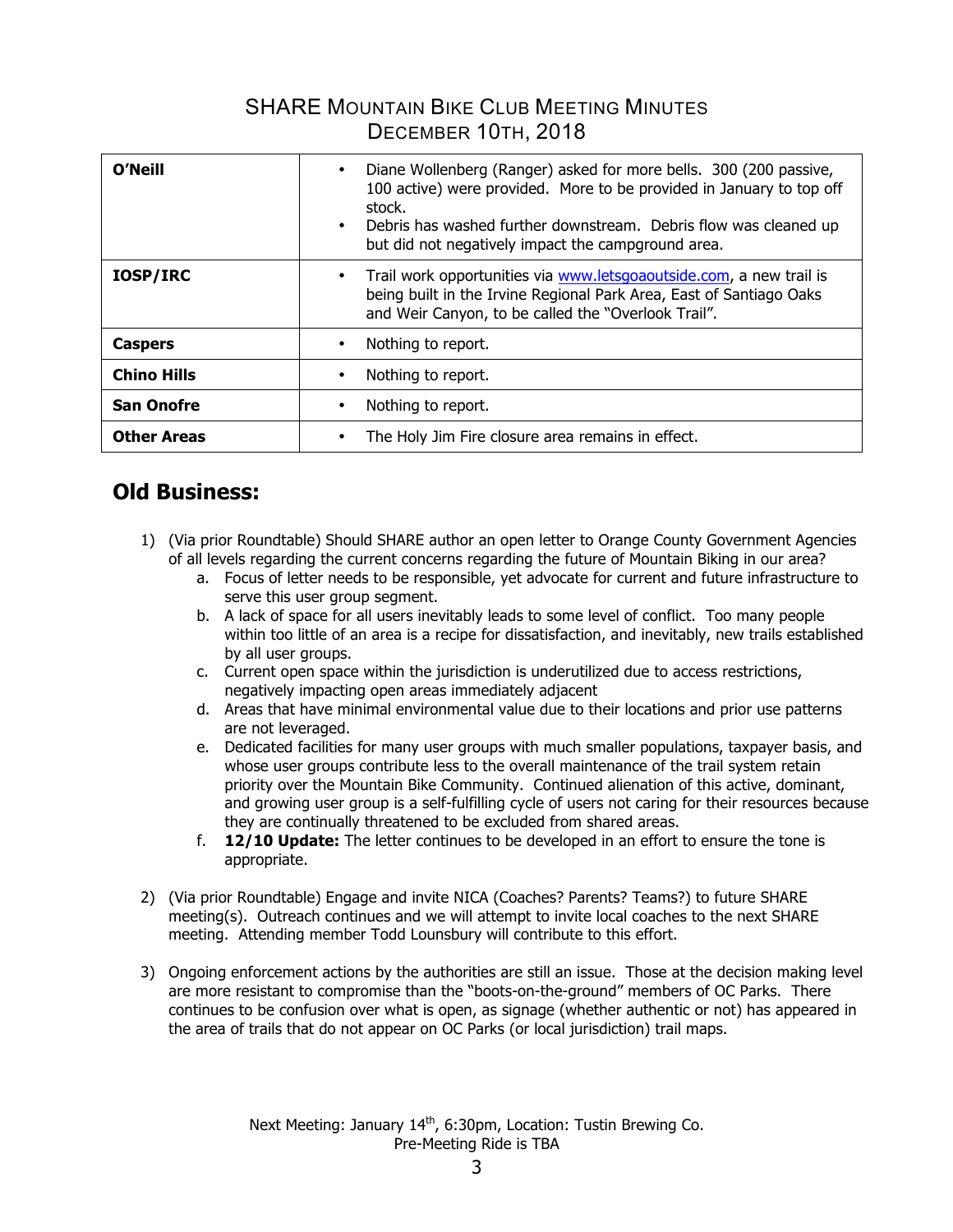# SHARE Mountain Bike Club Meeting Minutes

## December 10th, 2018

| | |
|---|---|
| **O'Neill** | • Diane Wollenberg (Ranger) asked for more bells. 300 (200 passive, 100 active) were provided. More to be provided in January to top off stock.<br>• Debris has washed further downstream. Debris flow was cleaned up but did not negatively impact the campground area. |
| **IOSP/IRC** | • Trail work opportunities via www.letsgoaoutside.com, a new trail is being built in the Irvine Regional Park Area, East of Santiago Oaks and Weir Canyon, to be called the "Overlook Trail". |
| **Caspers** | • Nothing to report. |
| **Chino Hills** | • Nothing to report. |
| **San Onofre** | • Nothing to report. |
| **Other Areas** | • The Holy Jim Fire closure area remains in effect. |

## Old Business:

1) (Via prior Roundtable) Should SHARE author an open letter to Orange County Government Agencies of all levels regarding the current concerns regarding the future of Mountain Biking in our area?
   a. Focus of letter needs to be responsible, yet advocate for current and future infrastructure to serve this user group segment.
   b. A lack of space for all users inevitably leads to some level of conflict. Too many people within too little of an area is a recipe for dissatisfaction, and inevitably, new trails established by all user groups.
   c. Current open space within the jurisdiction is underutilized due to access restrictions, negatively impacting open areas immediately adjacent
   d. Areas that have minimal environmental value due to their locations and prior use patterns are not leveraged.
   e. Dedicated facilities for many user groups with much smaller populations, taxpayer basis, and whose user groups contribute less to the overall maintenance of the trail system retain priority over the Mountain Bike Community. Continued alienation of this active, dominant, and growing user group is a self-fulfilling cycle of users not caring for their resources because they are continually threatened to be excluded from shared areas.
   f. **12/10 Update:** The letter continues to be developed in an effort to ensure the tone is appropriate.

2) (Via prior Roundtable) Engage and invite NICA (Coaches? Parents? Teams?) to future SHARE meeting(s). Outreach continues and we will attempt to invite local coaches to the next SHARE meeting. Attending member Todd Lounsbury will contribute to this effort.

3) Ongoing enforcement actions by the authorities are still an issue. Those at the decision making level are more resistant to compromise than the "boots-on-the-ground" members of OC Parks. There continues to be confusion over what is open, as signage (whether authentic or not) has appeared in the area of trails that do not appear on OC Parks (or local jurisdiction) trail maps.

Next Meeting: January 14th, 6:30pm, Location: Tustin Brewing Co.
Pre-Meeting Ride is TBA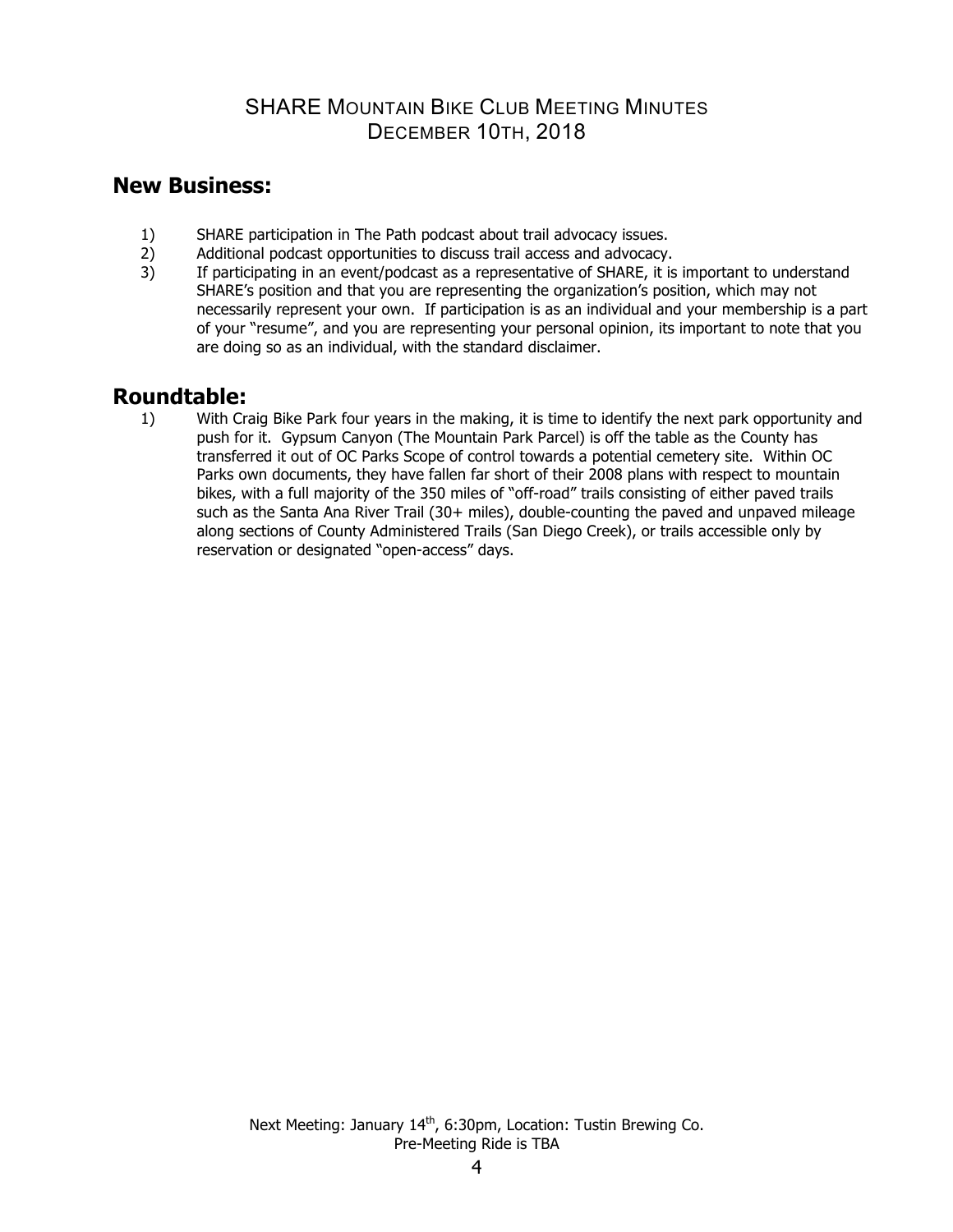## SHARE Mountain Bike Club Meeting Minutes
## December 10th, 2018

# New Business:

1) SHARE participation in The Path podcast about trail advocacy issues.
2) Additional podcast opportunities to discuss trail access and advocacy.
3) If participating in an event/podcast as a representative of SHARE, it is important to understand SHARE's position and that you are representing the organization's position, which may not necessarily represent your own. If participation is as an individual and your membership is a part of your "resume", and you are representing your personal opinion, its important to note that you are doing so as an individual, with the standard disclaimer.

# Roundtable:

1) With Craig Bike Park four years in the making, it is time to identify the next park opportunity and push for it. Gypsum Canyon (The Mountain Park Parcel) is off the table as the County has transferred it out of OC Parks Scope of control towards a potential cemetery site. Within OC Parks own documents, they have fallen far short of their 2008 plans with respect to mountain bikes, with a full majority of the 350 miles of "off-road" trails consisting of either paved trails such as the Santa Ana River Trail (30+ miles), double-counting the paved and unpaved mileage along sections of County Administered Trails (San Diego Creek), or trails accessible only by reservation or designated "open-access" days.

Next Meeting: January 14th, 6:30pm, Location: Tustin Brewing Co.
Pre-Meeting Ride is TBA